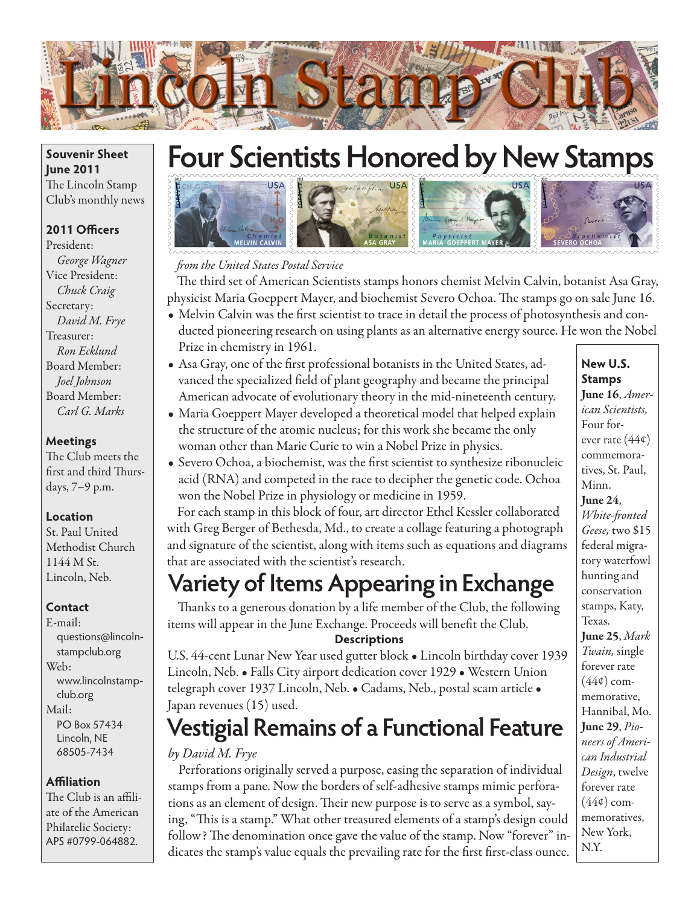# Lincoln Stamp Club

**Souvenir Sheet June 2011**
The Lincoln Stamp Club's monthly news

**2011 Officers**
President:
*George Wagner*
Vice President:
*Chuck Craig*
Secretary:
*David M. Frye*
Treasurer:
*Ron Ecklund*
Board Member:
*Joel Johnson*
Board Member:
*Carl G. Marks*

**Meetings**
The Club meets the first and third Thursdays, 7–9 p.m.

**Location**
St. Paul United Methodist Church
1144 M St.
Lincoln, Neb.

**Contact**
E-mail:
questions@lincolnstampclub.org
Web:
www.lincolnstampclub.org
Mail:
PO Box 57434
Lincoln, NE
68505-7434

**Affiliation**
The Club is an affiliate of the American Philatelic Society: APS #0799-064882.

## Four Scientists Honored by New Stamps

*from the United States Postal Service*

The third set of American Scientists stamps honors chemist Melvin Calvin, botanist Asa Gray, physicist Maria Goeppert Mayer, and biochemist Severo Ochoa. The stamps go on sale June 16.

- Melvin Calvin was the first scientist to trace in detail the process of photosynthesis and conducted pioneering research on using plants as an alternative energy source. He won the Nobel Prize in chemistry in 1961.
- Asa Gray, one of the first professional botanists in the United States, advanced the specialized field of plant geography and became the principal American advocate of evolutionary theory in the mid-nineteenth century.
- Maria Goeppert Mayer developed a theoretical model that helped explain the structure of the atomic nucleus; for this work she became the only woman other than Marie Curie to win a Nobel Prize in physics.
- Severo Ochoa, a biochemist, was the first scientist to synthesize ribonucleic acid (RNA) and competed in the race to decipher the genetic code. Ochoa won the Nobel Prize in physiology or medicine in 1959.

For each stamp in this block of four, art director Ethel Kessler collaborated with Greg Berger of Bethesda, Md., to create a collage featuring a photograph and signature of the scientist, along with items such as equations and diagrams that are associated with the scientist's research.

## Variety of Items Appearing in Exchange

Thanks to a generous donation by a life member of the Club, the following items will appear in the June Exchange. Proceeds will benefit the Club.

**Descriptions**

U.S. 44-cent Lunar New Year used gutter block • Lincoln birthday cover 1939 Lincoln, Neb. • Falls City airport dedication cover 1929 • Western Union telegraph cover 1937 Lincoln, Neb. • Cadams, Neb., postal scam article • Japan revenues (15) used.

## Vestigial Remains of a Functional Feature

*by David M. Frye*

Perforations originally served a purpose, easing the separation of individual stamps from a pane. Now the borders of self-adhesive stamps mimic perforations as an element of design. Their new purpose is to serve as a symbol, saying, "This is a stamp." What other treasured elements of a stamp's design could follow? The denomination once gave the value of the stamp. Now "forever" indicates the stamp's value equals the prevailing rate for the first first-class ounce.

**New U.S. Stamps**

**June 16**, *American Scientists,* Four forever rate (44¢) commemoratives, St. Paul, Minn.

**June 24**, *White-fronted Geese,* two $15 federal migratory waterfowl hunting and conservation stamps, Katy, Texas.

**June 25**, *Mark Twain,* single forever rate (44¢) commemorative, Hannibal, Mo.

**June 29**, *Pioneers of American Industrial Design*, twelve forever rate (44¢) commemoratives, New York, N.Y.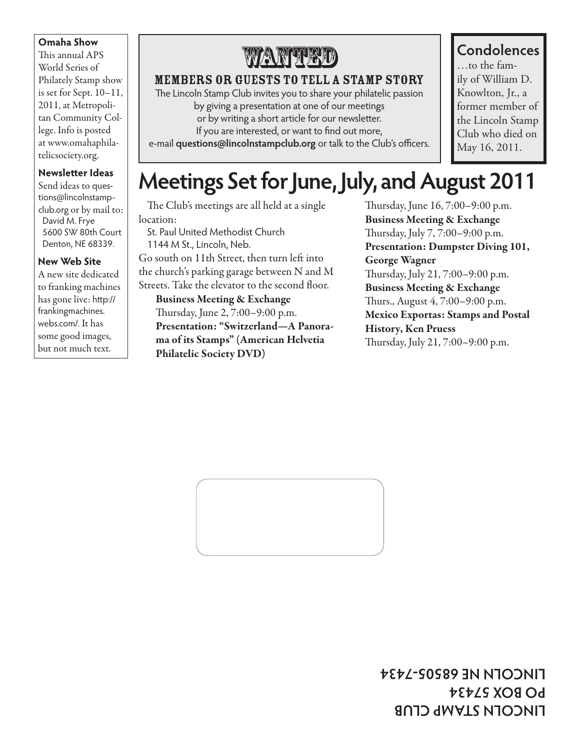### Omaha Show

This annual APS World Series of Philately Stamp show is set for Sept. 10–11, 2011, at Metropolitan Community College. Info is posted at www.omahaphilatelicsociety.org.

### Newsletter Ideas

Send ideas to questions@lincolnstampclub.org or by mail to:
David M. Frye
5600 SW 80th Court
Denton, NE 68339.

### New Web Site

A new site dedicated to franking machines has gone live: http://frankingmachines.webs.com/. It has some good images, but not much text.

## WANTED

### MEMBERS OR GUESTS TO TELL A STAMP STORY

The Lincoln Stamp Club invites you to share your philatelic passion by giving a presentation at one of our meetings or by writing a short article for our newsletter. If you are interested, or want to find out more, e-mail **questions@lincolnstampclub.org** or talk to the Club's officers.

## Condolences

…to the family of William D. Knowlton, Jr., a former member of the Lincoln Stamp Club who died on May 16, 2011.

# Meetings Set for June, July, and August 2011

The Club's meetings are all held at a single location:

St. Paul United Methodist Church
1144 M St., Lincoln, Neb.

Go south on 11th Street, then turn left into the church's parking garage between N and M Streets. Take the elevator to the second floor.

**Business Meeting & Exchange**
Thursday, June 2, 7:00–9:00 p.m.

**Presentation: "Switzerland—A Panorama of its Stamps" (American Helvetia Philatelic Society DVD)**
Thursday, June 16, 7:00–9:00 p.m.

**Business Meeting & Exchange**
Thursday, July 7, 7:00–9:00 p.m.

**Presentation: Dumpster Diving 101, George Wagner**
Thursday, July 21, 7:00–9:00 p.m.

**Business Meeting & Exchange**
Thurs., August 4, 7:00–9:00 p.m.

**Mexico Exportas: Stamps and Postal History, Ken Pruess**
Thursday, July 21, 7:00–9:00 p.m.

LINCOLN STAMP CLUB
PO BOX 57434
LINCOLN NE 68505-7434